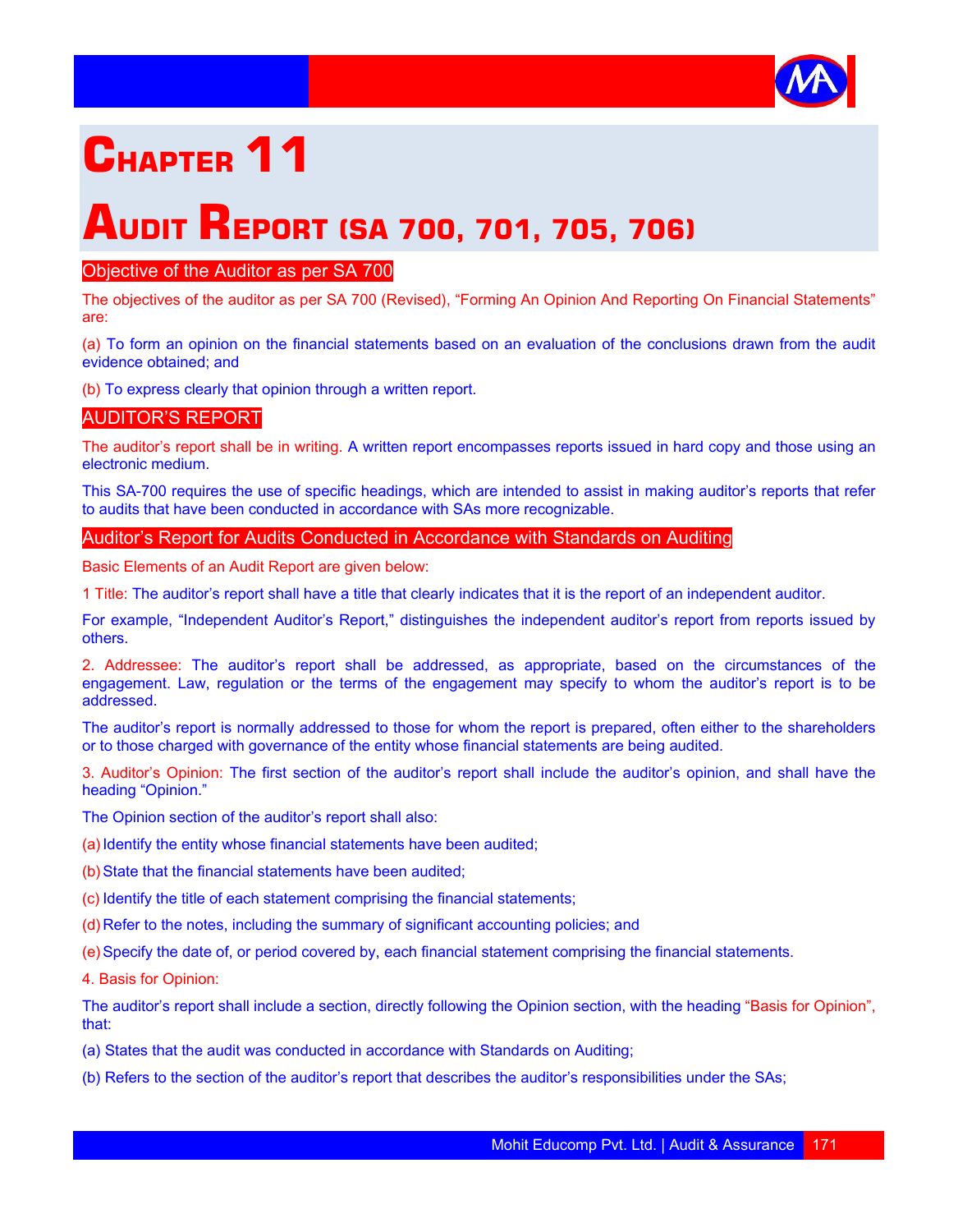# CHAPTER 11

# AUDIT REPORT (SA 700, 701, 705, 706)

## Objective of the Auditor as per SA 700

The objectives of the auditor as per SA 700 (Revised), "Forming An Opinion And Reporting On Financial Statements" are:

(a) To form an opinion on the financial statements based on an evaluation of the conclusions drawn from the audit evidence obtained; and

(b) To express clearly that opinion through a written report.

## AUDITOR'S REPORT

The auditor's report shall be in writing. A written report encompasses reports issued in hard copy and those using an electronic medium.

This SA-700 requires the use of specific headings, which are intended to assist in making auditor's reports that refer to audits that have been conducted in accordance with SAs more recognizable.

## Auditor's Report for Audits Conducted in Accordance with Standards on Auditing

Basic Elements of an Audit Report are given below:

1 Title: The auditor's report shall have a title that clearly indicates that it is the report of an independent auditor.

For example, "Independent Auditor's Report," distinguishes the independent auditor's report from reports issued by others.

2. Addressee: The auditor's report shall be addressed, as appropriate, based on the circumstances of the engagement. Law, regulation or the terms of the engagement may specify to whom the auditor's report is to be addressed.

The auditor's report is normally addressed to those for whom the report is prepared, often either to the shareholders or to those charged with governance of the entity whose financial statements are being audited.

3. Auditor's Opinion: The first section of the auditor's report shall include the auditor's opinion, and shall have the heading "Opinion."

The Opinion section of the auditor's report shall also:

(a) Identify the entity whose financial statements have been audited;

(b) State that the financial statements have been audited;

(c) Identify the title of each statement comprising the financial statements;

(d) Refer to the notes, including the summary of significant accounting policies; and

(e) Specify the date of, or period covered by, each financial statement comprising the financial statements.

4. Basis for Opinion:

The auditor's report shall include a section, directly following the Opinion section, with the heading "Basis for Opinion", that:

(a) States that the audit was conducted in accordance with Standards on Auditing;

(b) Refers to the section of the auditor's report that describes the auditor's responsibilities under the SAs;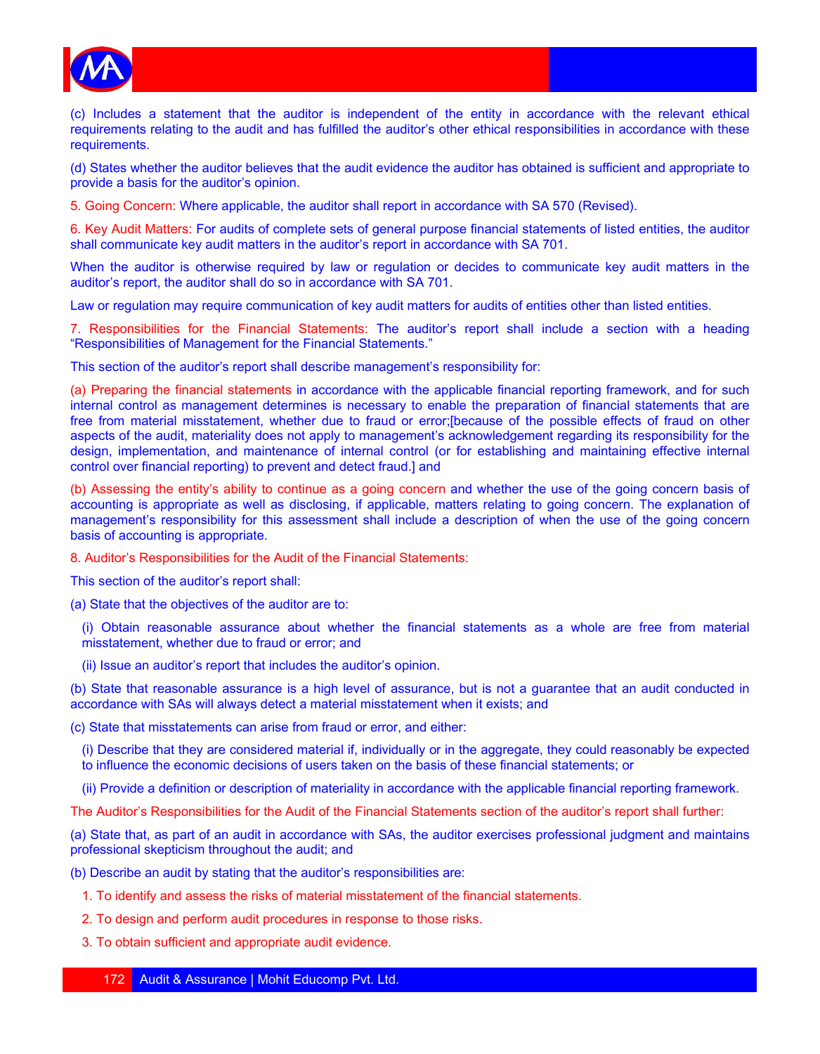(c) Includes a statement that the auditor is independent of the entity in accordance with the relevant ethical requirements relating to the audit and has fulfilled the auditor's other ethical responsibilities in accordance with these requirements.

(d) States whether the auditor believes that the audit evidence the auditor has obtained is sufficient and appropriate to provide a basis for the auditor's opinion.

5. Going Concern: Where applicable, the auditor shall report in accordance with SA 570 (Revised).

6. Key Audit Matters: For audits of complete sets of general purpose financial statements of listed entities, the auditor shall communicate key audit matters in the auditor's report in accordance with SA 701.

When the auditor is otherwise required by law or regulation or decides to communicate key audit matters in the auditor's report, the auditor shall do so in accordance with SA 701.

Law or regulation may require communication of key audit matters for audits of entities other than listed entities.

7. Responsibilities for the Financial Statements: The auditor's report shall include a section with a heading "Responsibilities of Management for the Financial Statements."

This section of the auditor's report shall describe management's responsibility for:

(a) Preparing the financial statements in accordance with the applicable financial reporting framework, and for such internal control as management determines is necessary to enable the preparation of financial statements that are free from material misstatement, whether due to fraud or error;[because of the possible effects of fraud on other aspects of the audit, materiality does not apply to management's acknowledgement regarding its responsibility for the design, implementation, and maintenance of internal control (or for establishing and maintaining effective internal control over financial reporting) to prevent and detect fraud.] and

(b) Assessing the entity's ability to continue as a going concern and whether the use of the going concern basis of accounting is appropriate as well as disclosing, if applicable, matters relating to going concern. The explanation of management's responsibility for this assessment shall include a description of when the use of the going concern basis of accounting is appropriate.

8. Auditor's Responsibilities for the Audit of the Financial Statements:

This section of the auditor's report shall:

(a) State that the objectives of the auditor are to:

(i) Obtain reasonable assurance about whether the financial statements as a whole are free from material misstatement, whether due to fraud or error; and

(ii) Issue an auditor's report that includes the auditor's opinion.

(b) State that reasonable assurance is a high level of assurance, but is not a guarantee that an audit conducted in accordance with SAs will always detect a material misstatement when it exists; and

(c) State that misstatements can arise from fraud or error, and either:

(i) Describe that they are considered material if, individually or in the aggregate, they could reasonably be expected to influence the economic decisions of users taken on the basis of these financial statements; or

(ii) Provide a definition or description of materiality in accordance with the applicable financial reporting framework.

The Auditor's Responsibilities for the Audit of the Financial Statements section of the auditor's report shall further:

(a) State that, as part of an audit in accordance with SAs, the auditor exercises professional judgment and maintains professional skepticism throughout the audit; and

(b) Describe an audit by stating that the auditor's responsibilities are:

1. To identify and assess the risks of material misstatement of the financial statements.
2. To design and perform audit procedures in response to those risks.
3. To obtain sufficient and appropriate audit evidence.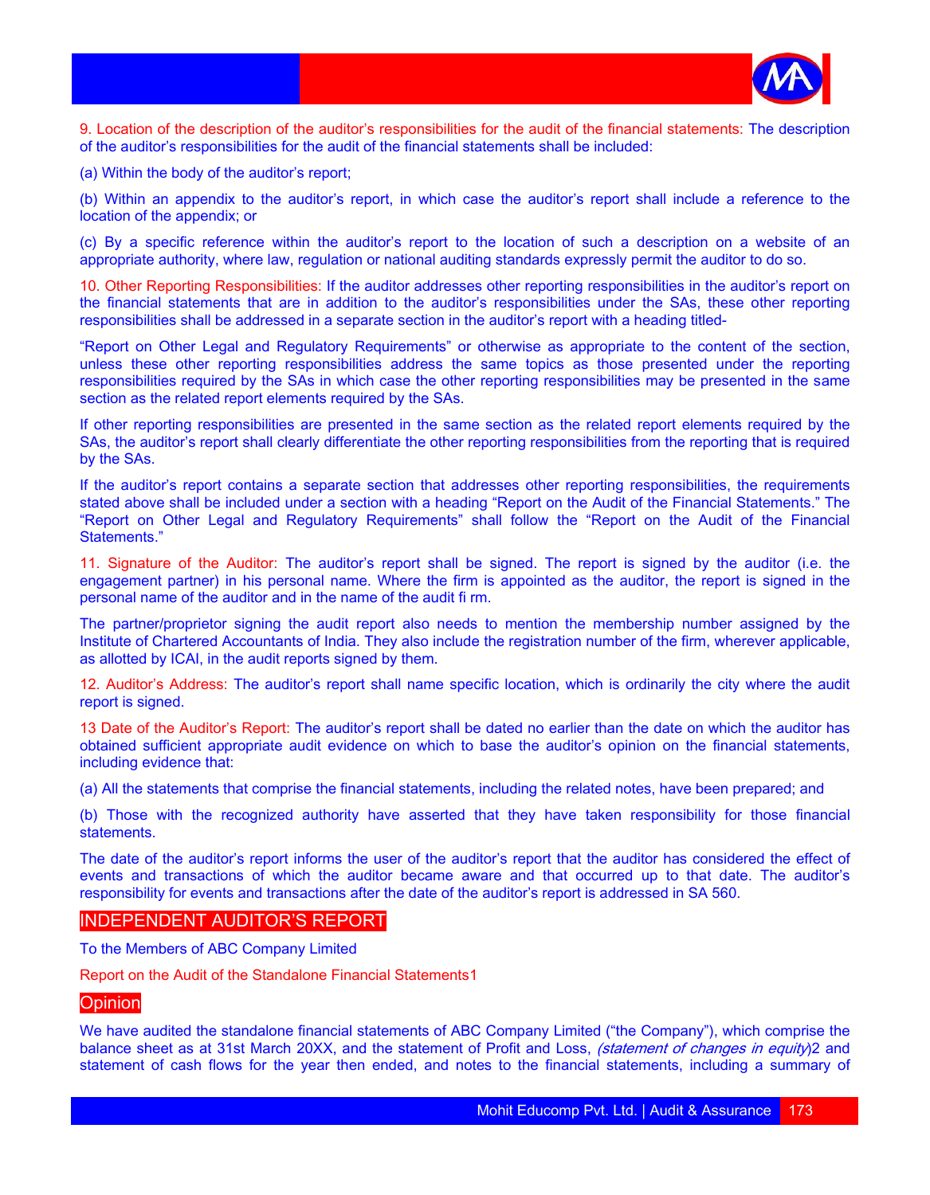9. Location of the description of the auditor's responsibilities for the audit of the financial statements: The description of the auditor's responsibilities for the audit of the financial statements shall be included:

(a) Within the body of the auditor's report;

(b) Within an appendix to the auditor's report, in which case the auditor's report shall include a reference to the location of the appendix; or

(c) By a specific reference within the auditor's report to the location of such a description on a website of an appropriate authority, where law, regulation or national auditing standards expressly permit the auditor to do so.

10. Other Reporting Responsibilities: If the auditor addresses other reporting responsibilities in the auditor's report on the financial statements that are in addition to the auditor's responsibilities under the SAs, these other reporting responsibilities shall be addressed in a separate section in the auditor's report with a heading titled-

"Report on Other Legal and Regulatory Requirements" or otherwise as appropriate to the content of the section, unless these other reporting responsibilities address the same topics as those presented under the reporting responsibilities required by the SAs in which case the other reporting responsibilities may be presented in the same section as the related report elements required by the SAs.

If other reporting responsibilities are presented in the same section as the related report elements required by the SAs, the auditor's report shall clearly differentiate the other reporting responsibilities from the reporting that is required by the SAs.

If the auditor's report contains a separate section that addresses other reporting responsibilities, the requirements stated above shall be included under a section with a heading "Report on the Audit of the Financial Statements." The "Report on Other Legal and Regulatory Requirements" shall follow the "Report on the Audit of the Financial Statements."

11. Signature of the Auditor: The auditor's report shall be signed. The report is signed by the auditor (i.e. the engagement partner) in his personal name. Where the firm is appointed as the auditor, the report is signed in the personal name of the auditor and in the name of the audit fi rm.

The partner/proprietor signing the audit report also needs to mention the membership number assigned by the Institute of Chartered Accountants of India. They also include the registration number of the firm, wherever applicable, as allotted by ICAI, in the audit reports signed by them.

12. Auditor's Address: The auditor's report shall name specific location, which is ordinarily the city where the audit report is signed.

13 Date of the Auditor's Report: The auditor's report shall be dated no earlier than the date on which the auditor has obtained sufficient appropriate audit evidence on which to base the auditor's opinion on the financial statements, including evidence that:

(a) All the statements that comprise the financial statements, including the related notes, have been prepared; and

(b) Those with the recognized authority have asserted that they have taken responsibility for those financial statements.

The date of the auditor's report informs the user of the auditor's report that the auditor has considered the effect of events and transactions of which the auditor became aware and that occurred up to that date. The auditor's responsibility for events and transactions after the date of the auditor's report is addressed in SA 560.

## INDEPENDENT AUDITOR'S REPORT

To the Members of ABC Company Limited

Report on the Audit of the Standalone Financial Statements1

### Opinion

We have audited the standalone financial statements of ABC Company Limited ("the Company"), which comprise the balance sheet as at 31st March 20XX, and the statement of Profit and Loss, *(statement of changes in equity)*2 and statement of cash flows for the year then ended, and notes to the financial statements, including a summary of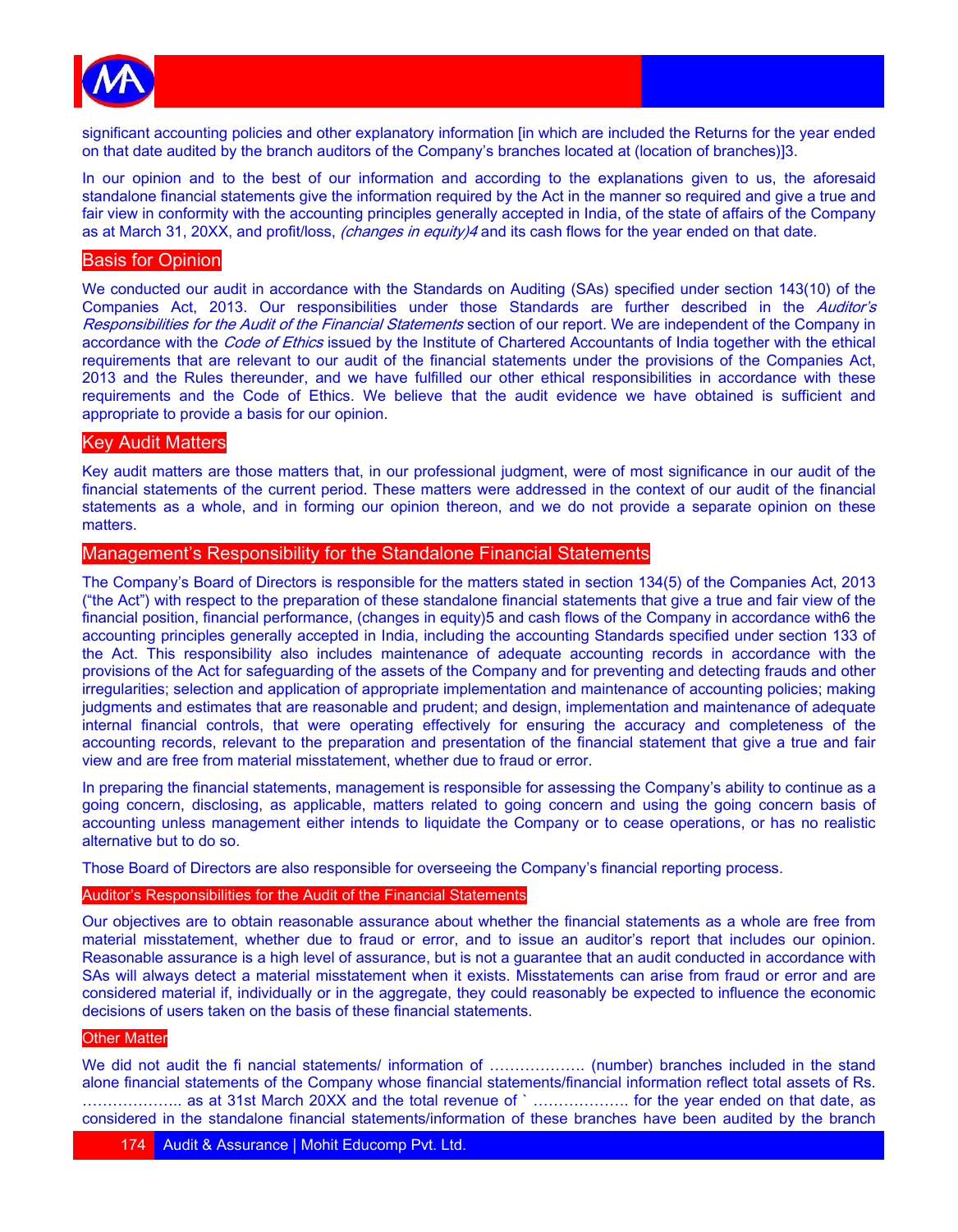significant accounting policies and other explanatory information [in which are included the Returns for the year ended on that date audited by the branch auditors of the Company's branches located at (location of branches)]3.

In our opinion and to the best of our information and according to the explanations given to us, the aforesaid standalone financial statements give the information required by the Act in the manner so required and give a true and fair view in conformity with the accounting principles generally accepted in India, of the state of affairs of the Company as at March 31, 20XX, and profit/loss, *(changes in equity)4* and its cash flows for the year ended on that date.

## Basis for Opinion

We conducted our audit in accordance with the Standards on Auditing (SAs) specified under section 143(10) of the Companies Act, 2013. Our responsibilities under those Standards are further described in the *Auditor's Responsibilities for the Audit of the Financial Statements* section of our report. We are independent of the Company in accordance with the *Code of Ethics* issued by the Institute of Chartered Accountants of India together with the ethical requirements that are relevant to our audit of the financial statements under the provisions of the Companies Act, 2013 and the Rules thereunder, and we have fulfilled our other ethical responsibilities in accordance with these requirements and the Code of Ethics. We believe that the audit evidence we have obtained is sufficient and appropriate to provide a basis for our opinion.

## Key Audit Matters

Key audit matters are those matters that, in our professional judgment, were of most significance in our audit of the financial statements of the current period. These matters were addressed in the context of our audit of the financial statements as a whole, and in forming our opinion thereon, and we do not provide a separate opinion on these matters.

## Management's Responsibility for the Standalone Financial Statements

The Company's Board of Directors is responsible for the matters stated in section 134(5) of the Companies Act, 2013 ("the Act") with respect to the preparation of these standalone financial statements that give a true and fair view of the financial position, financial performance, (changes in equity)5 and cash flows of the Company in accordance with6 the accounting principles generally accepted in India, including the accounting Standards specified under section 133 of the Act. This responsibility also includes maintenance of adequate accounting records in accordance with the provisions of the Act for safeguarding of the assets of the Company and for preventing and detecting frauds and other irregularities; selection and application of appropriate implementation and maintenance of accounting policies; making judgments and estimates that are reasonable and prudent; and design, implementation and maintenance of adequate internal financial controls, that were operating effectively for ensuring the accuracy and completeness of the accounting records, relevant to the preparation and presentation of the financial statement that give a true and fair view and are free from material misstatement, whether due to fraud or error.

In preparing the financial statements, management is responsible for assessing the Company's ability to continue as a going concern, disclosing, as applicable, matters related to going concern and using the going concern basis of accounting unless management either intends to liquidate the Company or to cease operations, or has no realistic alternative but to do so.

Those Board of Directors are also responsible for overseeing the Company's financial reporting process.

### Auditor's Responsibilities for the Audit of the Financial Statements

Our objectives are to obtain reasonable assurance about whether the financial statements as a whole are free from material misstatement, whether due to fraud or error, and to issue an auditor's report that includes our opinion. Reasonable assurance is a high level of assurance, but is not a guarantee that an audit conducted in accordance with SAs will always detect a material misstatement when it exists. Misstatements can arise from fraud or error and are considered material if, individually or in the aggregate, they could reasonably be expected to influence the economic decisions of users taken on the basis of these financial statements.

### Other Matter

We did not audit the fi nancial statements/ information of ………………. (number) branches included in the stand alone financial statements of the Company whose financial statements/financial information reflect total assets of Rs. ……………….. as at 31st March 20XX and the total revenue of ` ………………. for the year ended on that date, as considered in the standalone financial statements/information of these branches have been audited by the branch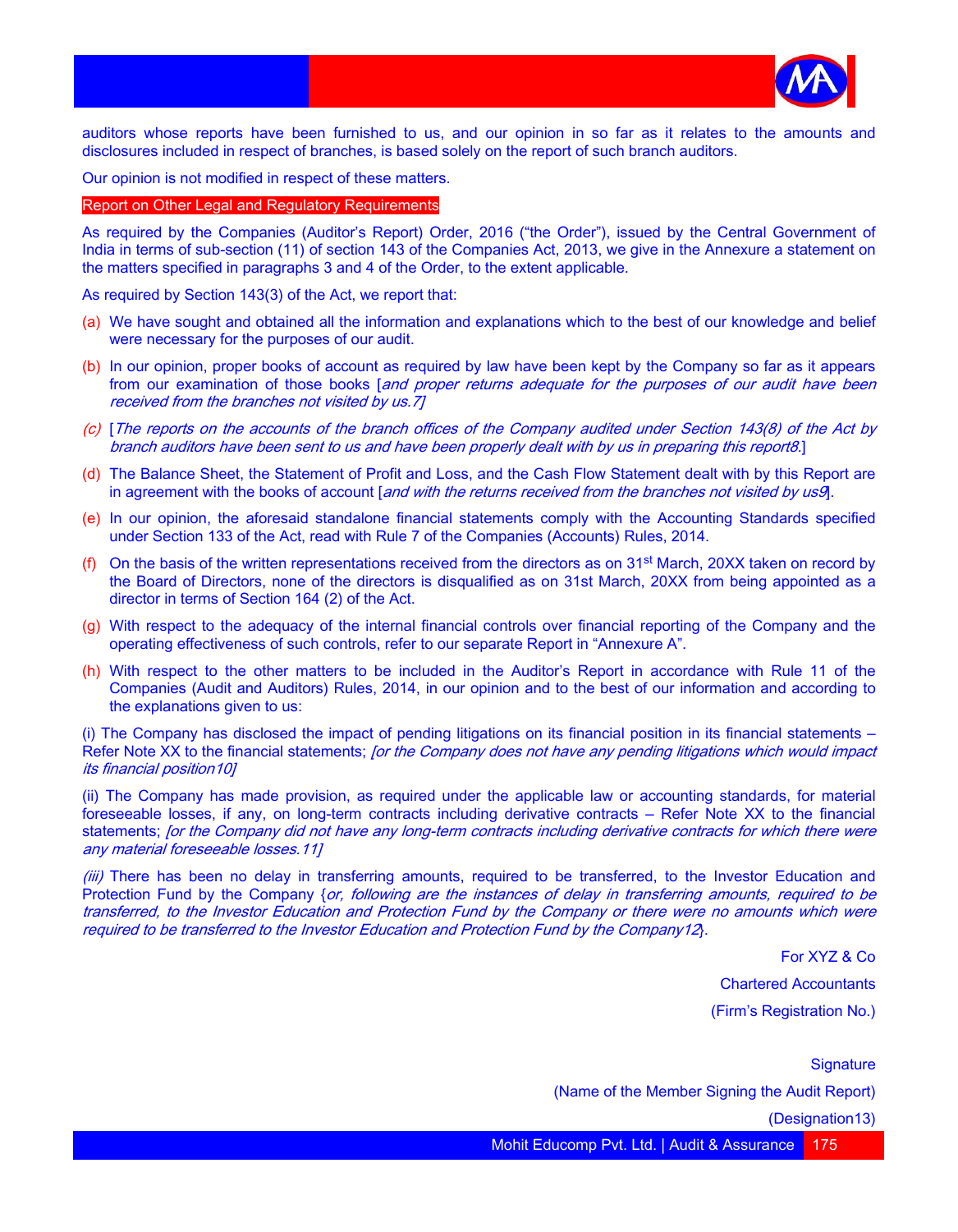auditors whose reports have been furnished to us, and our opinion in so far as it relates to the amounts and disclosures included in respect of branches, is based solely on the report of such branch auditors.

Our opinion is not modified in respect of these matters.

## Report on Other Legal and Regulatory Requirements

As required by the Companies (Auditor's Report) Order, 2016 ("the Order"), issued by the Central Government of India in terms of sub-section (11) of section 143 of the Companies Act, 2013, we give in the Annexure a statement on the matters specified in paragraphs 3 and 4 of the Order, to the extent applicable.

As required by Section 143(3) of the Act, we report that:

(a) We have sought and obtained all the information and explanations which to the best of our knowledge and belief were necessary for the purposes of our audit.

(b) In our opinion, proper books of account as required by law have been kept by the Company so far as it appears from our examination of those books [*and proper returns adequate for the purposes of our audit have been received from the branches not visited by us.7]*

*(c)* [*The reports on the accounts of the branch offices of the Company audited under Section 143(8) of the Act by branch auditors have been sent to us and have been properly dealt with by us in preparing this report8.*]

(d) The Balance Sheet, the Statement of Profit and Loss, and the Cash Flow Statement dealt with by this Report are in agreement with the books of account [*and with the returns received from the branches not visited by us9*].

(e) In our opinion, the aforesaid standalone financial statements comply with the Accounting Standards specified under Section 133 of the Act, read with Rule 7 of the Companies (Accounts) Rules, 2014.

(f) On the basis of the written representations received from the directors as on 31st March, 20XX taken on record by the Board of Directors, none of the directors is disqualified as on 31st March, 20XX from being appointed as a director in terms of Section 164 (2) of the Act.

(g) With respect to the adequacy of the internal financial controls over financial reporting of the Company and the operating effectiveness of such controls, refer to our separate Report in "Annexure A".

(h) With respect to the other matters to be included in the Auditor's Report in accordance with Rule 11 of the Companies (Audit and Auditors) Rules, 2014, in our opinion and to the best of our information and according to the explanations given to us:

(i) The Company has disclosed the impact of pending litigations on its financial position in its financial statements – Refer Note XX to the financial statements; *[or the Company does not have any pending litigations which would impact its financial position10]*

(ii) The Company has made provision, as required under the applicable law or accounting standards, for material foreseeable losses, if any, on long-term contracts including derivative contracts – Refer Note XX to the financial statements; *[or the Company did not have any long-term contracts including derivative contracts for which there were any material foreseeable losses.11]*

*(iii)* There has been no delay in transferring amounts, required to be transferred, to the Investor Education and Protection Fund by the Company {*or, following are the instances of delay in transferring amounts, required to be transferred, to the Investor Education and Protection Fund by the Company or there were no amounts which were required to be transferred to the Investor Education and Protection Fund by the Company12*}.

For XYZ & Co

Chartered Accountants

(Firm's Registration No.)

Signature

(Name of the Member Signing the Audit Report)

(Designation13)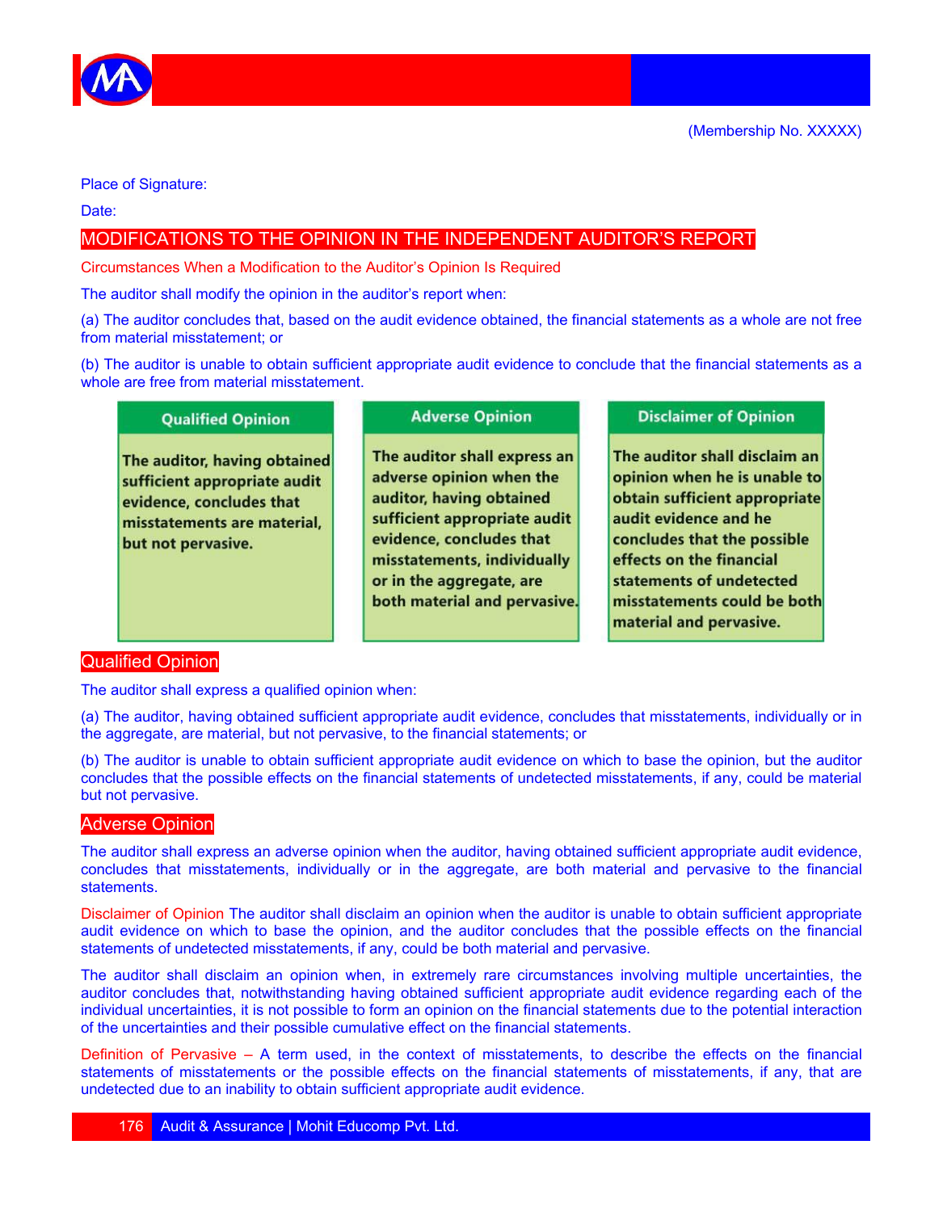(Membership No. XXXXX)

Place of Signature:

Date:

## MODIFICATIONS TO THE OPINION IN THE INDEPENDENT AUDITOR'S REPORT

### Circumstances When a Modification to the Auditor's Opinion Is Required

The auditor shall modify the opinion in the auditor's report when:

(a) The auditor concludes that, based on the audit evidence obtained, the financial statements as a whole are not free from material misstatement; or

(b) The auditor is unable to obtain sufficient appropriate audit evidence to conclude that the financial statements as a whole are free from material misstatement.

| Qualified Opinion | Adverse Opinion | Disclaimer of Opinion |
|---|---|---|
| The auditor, having obtained sufficient appropriate audit evidence, concludes that misstatements are material, but not pervasive. | The auditor shall express an adverse opinion when the auditor, having obtained sufficient appropriate audit evidence, concludes that misstatements, individually or in the aggregate, are both material and pervasive. | The auditor shall disclaim an opinion when he is unable to obtain sufficient appropriate audit evidence and he concludes that the possible effects on the financial statements of undetected misstatements could be both material and pervasive. |

### Qualified Opinion

The auditor shall express a qualified opinion when:

(a) The auditor, having obtained sufficient appropriate audit evidence, concludes that misstatements, individually or in the aggregate, are material, but not pervasive, to the financial statements; or

(b) The auditor is unable to obtain sufficient appropriate audit evidence on which to base the opinion, but the auditor concludes that the possible effects on the financial statements of undetected misstatements, if any, could be material but not pervasive.

### Adverse Opinion

The auditor shall express an adverse opinion when the auditor, having obtained sufficient appropriate audit evidence, concludes that misstatements, individually or in the aggregate, are both material and pervasive to the financial statements.

Disclaimer of Opinion The auditor shall disclaim an opinion when the auditor is unable to obtain sufficient appropriate audit evidence on which to base the opinion, and the auditor concludes that the possible effects on the financial statements of undetected misstatements, if any, could be both material and pervasive.

The auditor shall disclaim an opinion when, in extremely rare circumstances involving multiple uncertainties, the auditor concludes that, notwithstanding having obtained sufficient appropriate audit evidence regarding each of the individual uncertainties, it is not possible to form an opinion on the financial statements due to the potential interaction of the uncertainties and their possible cumulative effect on the financial statements.

Definition of Pervasive – A term used, in the context of misstatements, to describe the effects on the financial statements of misstatements or the possible effects on the financial statements of misstatements, if any, that are undetected due to an inability to obtain sufficient appropriate audit evidence.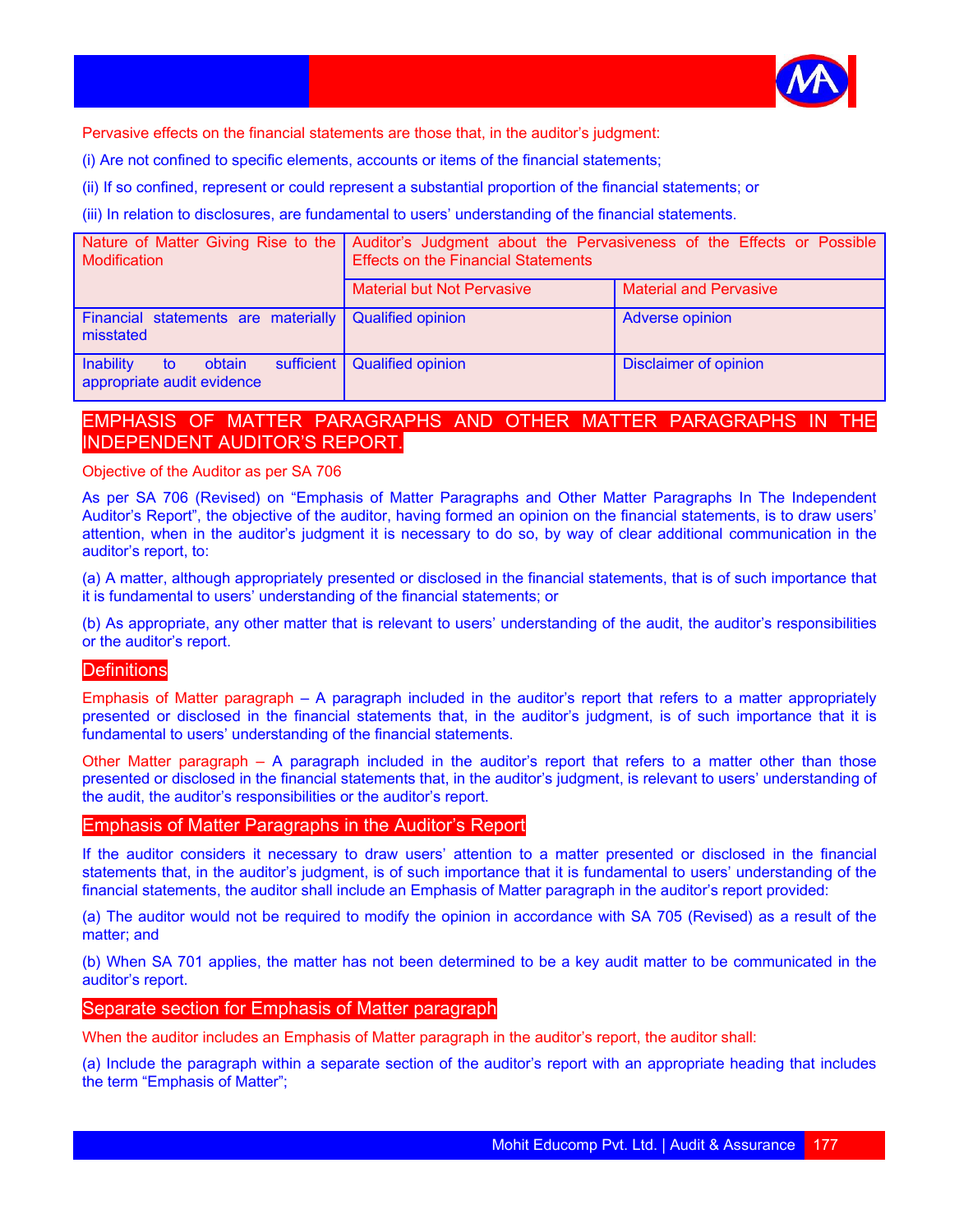Pervasive effects on the financial statements are those that, in the auditor's judgment:

(i) Are not confined to specific elements, accounts or items of the financial statements;

(ii) If so confined, represent or could represent a substantial proportion of the financial statements; or

(iii) In relation to disclosures, are fundamental to users' understanding of the financial statements.

| Nature of Matter Giving Rise to the Modification | Auditor's Judgment about the Pervasiveness of the Effects or Possible Effects on the Financial Statements | |
|---|---|---|
| | Material but Not Pervasive | Material and Pervasive |
| Financial statements are materially misstated | Qualified opinion | Adverse opinion |
| Inability to obtain sufficient appropriate audit evidence | Qualified opinion | Disclaimer of opinion |

## EMPHASIS OF MATTER PARAGRAPHS AND OTHER MATTER PARAGRAPHS IN THE INDEPENDENT AUDITOR'S REPORT.

Objective of the Auditor as per SA 706

As per SA 706 (Revised) on "Emphasis of Matter Paragraphs and Other Matter Paragraphs In The Independent Auditor's Report", the objective of the auditor, having formed an opinion on the financial statements, is to draw users' attention, when in the auditor's judgment it is necessary to do so, by way of clear additional communication in the auditor's report, to:

(a) A matter, although appropriately presented or disclosed in the financial statements, that is of such importance that it is fundamental to users' understanding of the financial statements; or

(b) As appropriate, any other matter that is relevant to users' understanding of the audit, the auditor's responsibilities or the auditor's report.

### Definitions

Emphasis of Matter paragraph – A paragraph included in the auditor's report that refers to a matter appropriately presented or disclosed in the financial statements that, in the auditor's judgment, is of such importance that it is fundamental to users' understanding of the financial statements.

Other Matter paragraph – A paragraph included in the auditor's report that refers to a matter other than those presented or disclosed in the financial statements that, in the auditor's judgment, is relevant to users' understanding of the audit, the auditor's responsibilities or the auditor's report.

### Emphasis of Matter Paragraphs in the Auditor's Report

If the auditor considers it necessary to draw users' attention to a matter presented or disclosed in the financial statements that, in the auditor's judgment, is of such importance that it is fundamental to users' understanding of the financial statements, the auditor shall include an Emphasis of Matter paragraph in the auditor's report provided:

(a) The auditor would not be required to modify the opinion in accordance with SA 705 (Revised) as a result of the matter; and

(b) When SA 701 applies, the matter has not been determined to be a key audit matter to be communicated in the auditor's report.

### Separate section for Emphasis of Matter paragraph

When the auditor includes an Emphasis of Matter paragraph in the auditor's report, the auditor shall:

(a) Include the paragraph within a separate section of the auditor's report with an appropriate heading that includes the term "Emphasis of Matter";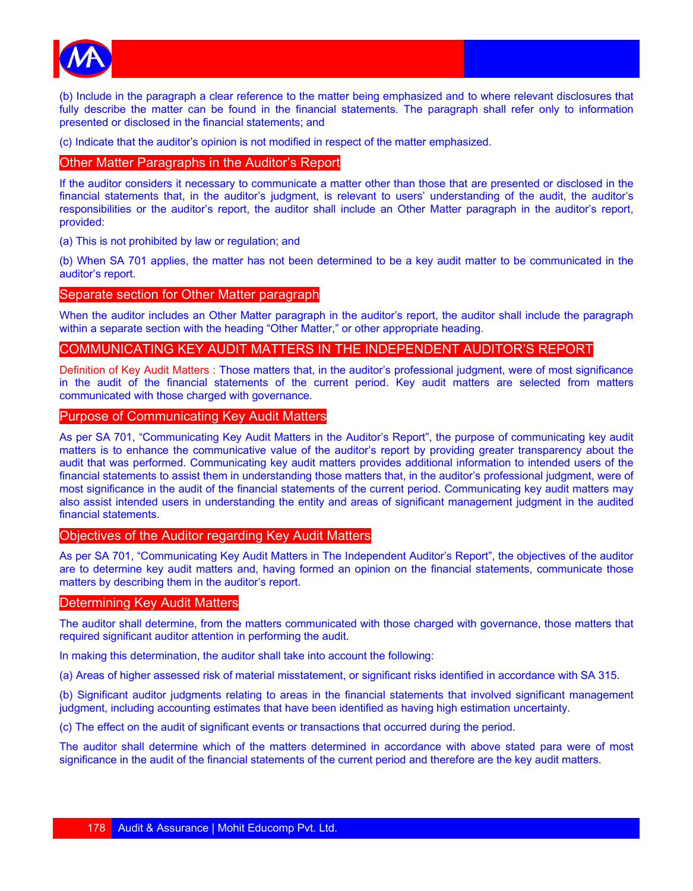(b) Include in the paragraph a clear reference to the matter being emphasized and to where relevant disclosures that fully describe the matter can be found in the financial statements. The paragraph shall refer only to information presented or disclosed in the financial statements; and

(c) Indicate that the auditor's opinion is not modified in respect of the matter emphasized.

## Other Matter Paragraphs in the Auditor's Report

If the auditor considers it necessary to communicate a matter other than those that are presented or disclosed in the financial statements that, in the auditor's judgment, is relevant to users' understanding of the audit, the auditor's responsibilities or the auditor's report, the auditor shall include an Other Matter paragraph in the auditor's report, provided:

(a) This is not prohibited by law or regulation; and

(b) When SA 701 applies, the matter has not been determined to be a key audit matter to be communicated in the auditor's report.

## Separate section for Other Matter paragraph

When the auditor includes an Other Matter paragraph in the auditor's report, the auditor shall include the paragraph within a separate section with the heading "Other Matter," or other appropriate heading.

## COMMUNICATING KEY AUDIT MATTERS IN THE INDEPENDENT AUDITOR'S REPORT

Definition of Key Audit Matters : Those matters that, in the auditor's professional judgment, were of most significance in the audit of the financial statements of the current period. Key audit matters are selected from matters communicated with those charged with governance.

## Purpose of Communicating Key Audit Matters

As per SA 701, "Communicating Key Audit Matters in the Auditor's Report", the purpose of communicating key audit matters is to enhance the communicative value of the auditor's report by providing greater transparency about the audit that was performed. Communicating key audit matters provides additional information to intended users of the financial statements to assist them in understanding those matters that, in the auditor's professional judgment, were of most significance in the audit of the financial statements of the current period. Communicating key audit matters may also assist intended users in understanding the entity and areas of significant management judgment in the audited financial statements.

## Objectives of the Auditor regarding Key Audit Matters

As per SA 701, "Communicating Key Audit Matters in The Independent Auditor's Report", the objectives of the auditor are to determine key audit matters and, having formed an opinion on the financial statements, communicate those matters by describing them in the auditor's report.

## Determining Key Audit Matters

The auditor shall determine, from the matters communicated with those charged with governance, those matters that required significant auditor attention in performing the audit.

In making this determination, the auditor shall take into account the following:

(a) Areas of higher assessed risk of material misstatement, or significant risks identified in accordance with SA 315.

(b) Significant auditor judgments relating to areas in the financial statements that involved significant management judgment, including accounting estimates that have been identified as having high estimation uncertainty.

(c) The effect on the audit of significant events or transactions that occurred during the period.

The auditor shall determine which of the matters determined in accordance with above stated para were of most significance in the audit of the financial statements of the current period and therefore are the key audit matters.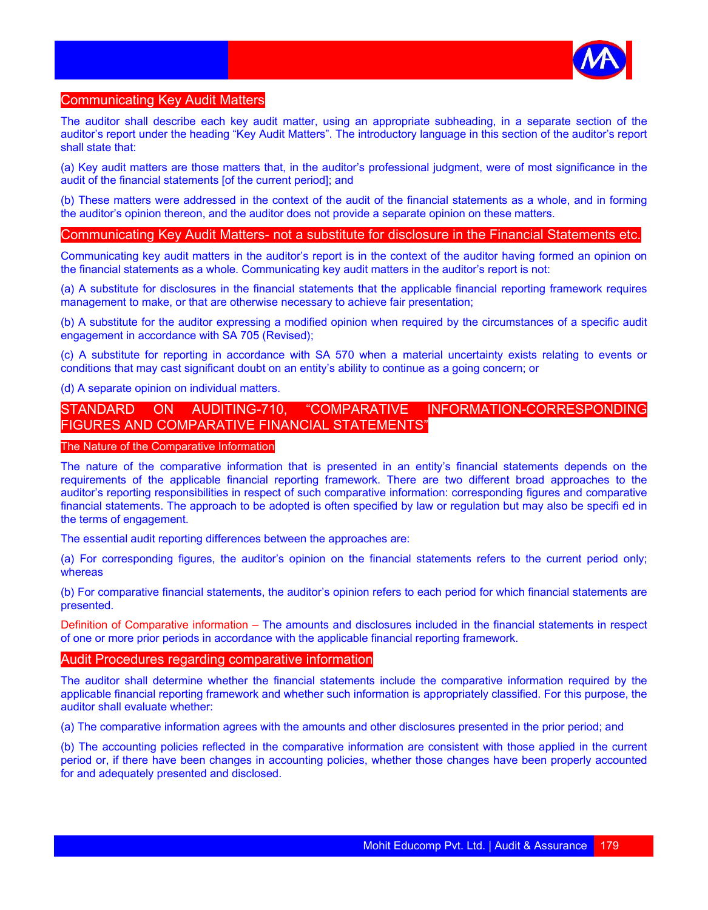## Communicating Key Audit Matters

The auditor shall describe each key audit matter, using an appropriate subheading, in a separate section of the auditor's report under the heading "Key Audit Matters". The introductory language in this section of the auditor's report shall state that:

(a) Key audit matters are those matters that, in the auditor's professional judgment, were of most significance in the audit of the financial statements [of the current period]; and

(b) These matters were addressed in the context of the audit of the financial statements as a whole, and in forming the auditor's opinion thereon, and the auditor does not provide a separate opinion on these matters.

## Communicating Key Audit Matters- not a substitute for disclosure in the Financial Statements etc.

Communicating key audit matters in the auditor's report is in the context of the auditor having formed an opinion on the financial statements as a whole. Communicating key audit matters in the auditor's report is not:

(a) A substitute for disclosures in the financial statements that the applicable financial reporting framework requires management to make, or that are otherwise necessary to achieve fair presentation;

(b) A substitute for the auditor expressing a modified opinion when required by the circumstances of a specific audit engagement in accordance with SA 705 (Revised);

(c) A substitute for reporting in accordance with SA 570 when a material uncertainty exists relating to events or conditions that may cast significant doubt on an entity's ability to continue as a going concern; or

(d) A separate opinion on individual matters.

## STANDARD ON AUDITING-710, "COMPARATIVE INFORMATION-CORRESPONDING FIGURES AND COMPARATIVE FINANCIAL STATEMENTS"

### The Nature of the Comparative Information

The nature of the comparative information that is presented in an entity's financial statements depends on the requirements of the applicable financial reporting framework. There are two different broad approaches to the auditor's reporting responsibilities in respect of such comparative information: corresponding figures and comparative financial statements. The approach to be adopted is often specified by law or regulation but may also be specifi ed in the terms of engagement.

The essential audit reporting differences between the approaches are:

(a) For corresponding figures, the auditor's opinion on the financial statements refers to the current period only; whereas

(b) For comparative financial statements, the auditor's opinion refers to each period for which financial statements are presented.

Definition of Comparative information – The amounts and disclosures included in the financial statements in respect of one or more prior periods in accordance with the applicable financial reporting framework.

## Audit Procedures regarding comparative information

The auditor shall determine whether the financial statements include the comparative information required by the applicable financial reporting framework and whether such information is appropriately classified. For this purpose, the auditor shall evaluate whether:

(a) The comparative information agrees with the amounts and other disclosures presented in the prior period; and

(b) The accounting policies reflected in the comparative information are consistent with those applied in the current period or, if there have been changes in accounting policies, whether those changes have been properly accounted for and adequately presented and disclosed.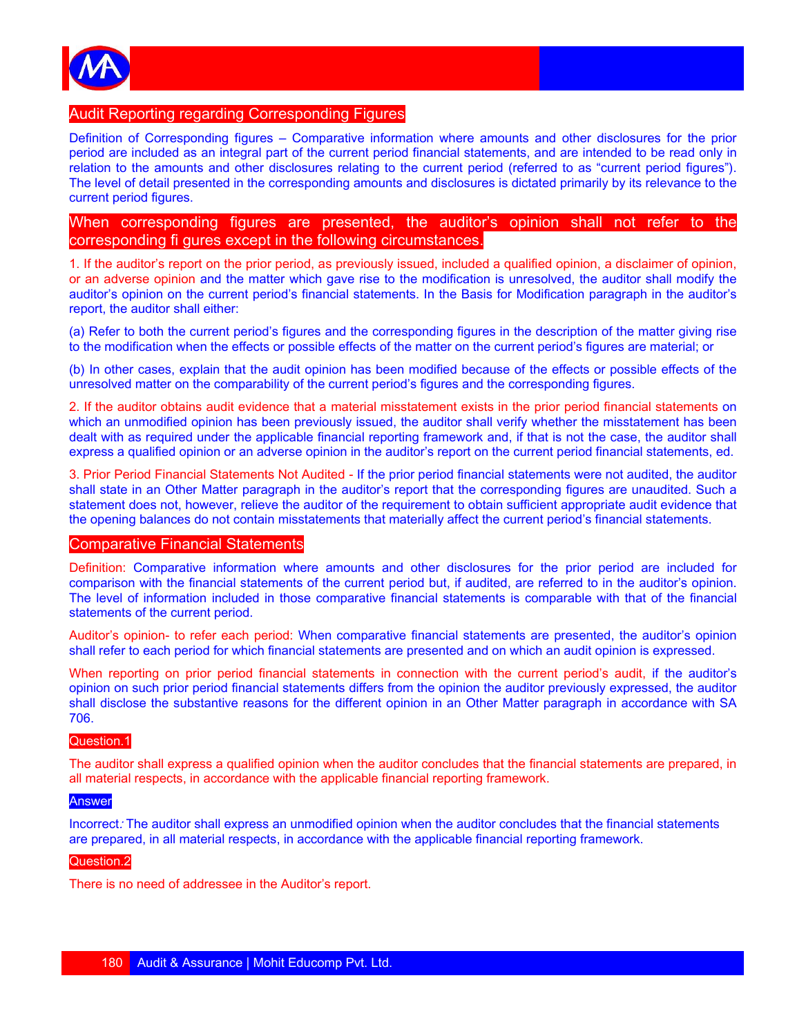## Audit Reporting regarding Corresponding Figures

Definition of Corresponding figures – Comparative information where amounts and other disclosures for the prior period are included as an integral part of the current period financial statements, and are intended to be read only in relation to the amounts and other disclosures relating to the current period (referred to as "current period figures"). The level of detail presented in the corresponding amounts and disclosures is dictated primarily by its relevance to the current period figures.

## When corresponding figures are presented, the auditor's opinion shall not refer to the corresponding fi gures except in the following circumstances.

1. If the auditor's report on the prior period, as previously issued, included a qualified opinion, a disclaimer of opinion, or an adverse opinion and the matter which gave rise to the modification is unresolved, the auditor shall modify the auditor's opinion on the current period's financial statements. In the Basis for Modification paragraph in the auditor's report, the auditor shall either:

(a) Refer to both the current period's figures and the corresponding figures in the description of the matter giving rise to the modification when the effects or possible effects of the matter on the current period's figures are material; or

(b) In other cases, explain that the audit opinion has been modified because of the effects or possible effects of the unresolved matter on the comparability of the current period's figures and the corresponding figures.

2. If the auditor obtains audit evidence that a material misstatement exists in the prior period financial statements on which an unmodified opinion has been previously issued, the auditor shall verify whether the misstatement has been dealt with as required under the applicable financial reporting framework and, if that is not the case, the auditor shall express a qualified opinion or an adverse opinion in the auditor's report on the current period financial statements, ed.

3. Prior Period Financial Statements Not Audited - If the prior period financial statements were not audited, the auditor shall state in an Other Matter paragraph in the auditor's report that the corresponding figures are unaudited. Such a statement does not, however, relieve the auditor of the requirement to obtain sufficient appropriate audit evidence that the opening balances do not contain misstatements that materially affect the current period's financial statements.

## Comparative Financial Statements

Definition: Comparative information where amounts and other disclosures for the prior period are included for comparison with the financial statements of the current period but, if audited, are referred to in the auditor's opinion. The level of information included in those comparative financial statements is comparable with that of the financial statements of the current period.

Auditor's opinion- to refer each period: When comparative financial statements are presented, the auditor's opinion shall refer to each period for which financial statements are presented and on which an audit opinion is expressed.

When reporting on prior period financial statements in connection with the current period's audit, if the auditor's opinion on such prior period financial statements differs from the opinion the auditor previously expressed, the auditor shall disclose the substantive reasons for the different opinion in an Other Matter paragraph in accordance with SA 706.

**Question.1**

The auditor shall express a qualified opinion when the auditor concludes that the financial statements are prepared, in all material respects, in accordance with the applicable financial reporting framework.

**Answer**

Incorrect: The auditor shall express an unmodified opinion when the auditor concludes that the financial statements are prepared, in all material respects, in accordance with the applicable financial reporting framework.

**Question.2**

There is no need of addressee in the Auditor's report.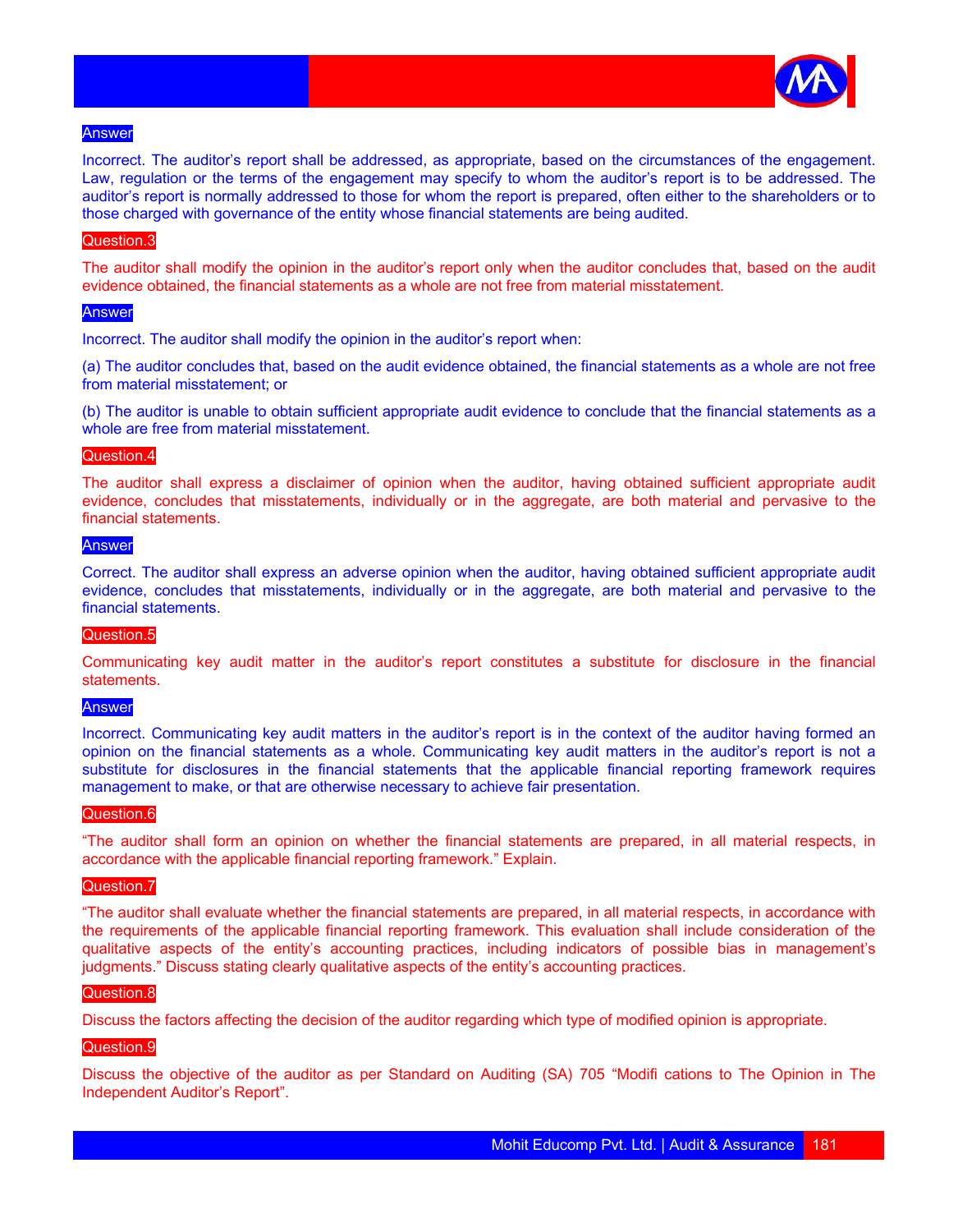**Answer**

Incorrect. The auditor's report shall be addressed, as appropriate, based on the circumstances of the engagement. Law, regulation or the terms of the engagement may specify to whom the auditor's report is to be addressed. The auditor's report is normally addressed to those for whom the report is prepared, often either to the shareholders or to those charged with governance of the entity whose financial statements are being audited.

**Question.3**

The auditor shall modify the opinion in the auditor's report only when the auditor concludes that, based on the audit evidence obtained, the financial statements as a whole are not free from material misstatement.

**Answer**

Incorrect. The auditor shall modify the opinion in the auditor's report when:

(a) The auditor concludes that, based on the audit evidence obtained, the financial statements as a whole are not free from material misstatement; or

(b) The auditor is unable to obtain sufficient appropriate audit evidence to conclude that the financial statements as a whole are free from material misstatement.

**Question.4**

The auditor shall express a disclaimer of opinion when the auditor, having obtained sufficient appropriate audit evidence, concludes that misstatements, individually or in the aggregate, are both material and pervasive to the financial statements.

**Answer**

Correct. The auditor shall express an adverse opinion when the auditor, having obtained sufficient appropriate audit evidence, concludes that misstatements, individually or in the aggregate, are both material and pervasive to the financial statements.

**Question.5**

Communicating key audit matter in the auditor's report constitutes a substitute for disclosure in the financial statements.

**Answer**

Incorrect. Communicating key audit matters in the auditor's report is in the context of the auditor having formed an opinion on the financial statements as a whole. Communicating key audit matters in the auditor's report is not a substitute for disclosures in the financial statements that the applicable financial reporting framework requires management to make, or that are otherwise necessary to achieve fair presentation.

**Question.6**

"The auditor shall form an opinion on whether the financial statements are prepared, in all material respects, in accordance with the applicable financial reporting framework." Explain.

**Question.7**

"The auditor shall evaluate whether the financial statements are prepared, in all material respects, in accordance with the requirements of the applicable financial reporting framework. This evaluation shall include consideration of the qualitative aspects of the entity's accounting practices, including indicators of possible bias in management's judgments." Discuss stating clearly qualitative aspects of the entity's accounting practices.

**Question.8**

Discuss the factors affecting the decision of the auditor regarding which type of modified opinion is appropriate.

**Question.9**

Discuss the objective of the auditor as per Standard on Auditing (SA) 705 "Modifi cations to The Opinion in The Independent Auditor's Report".